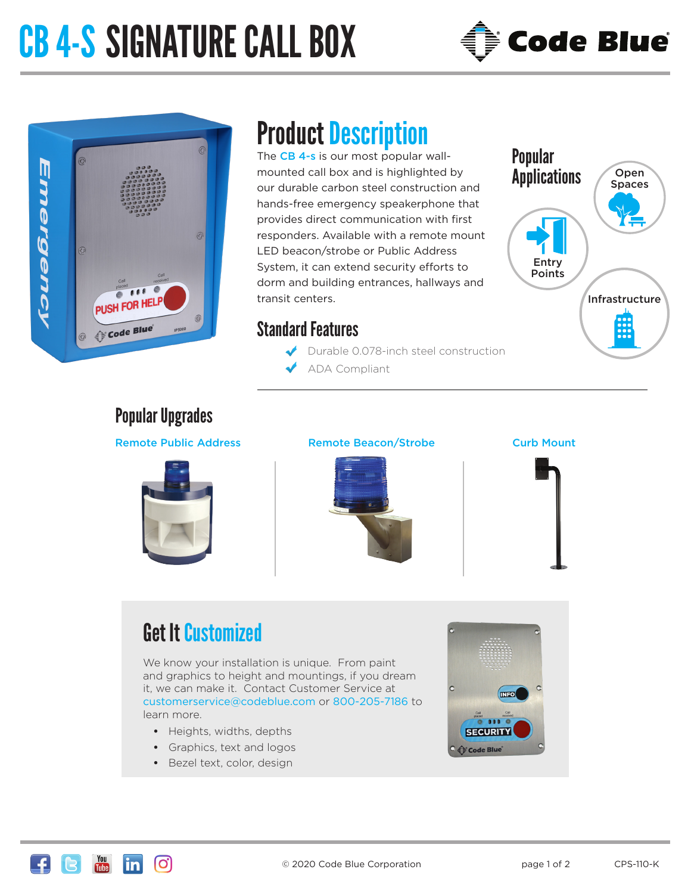# CB 4-S SIGNATURE CALL BOX

## Product Description

The CB 4-s is our most popular wall-mounted call box and is highlighted by our durable carbon steel construction and hands-free emergency speakerphone that provides direct communication with first responders. Available with a remote mount LED beacon/strobe or Public Address System, it can extend security efforts to dorm and building entrances, hallways and transit centers.

## Popular Applications

- Open Spaces
- Entry Points
- Infrastructure

## Standard Features

- Durable 0.078-inch steel construction
- ADA Compliant

## Popular Upgrades

- Remote Public Address
- Remote Beacon/Strobe
- Curb Mount

## Get It Customized

We know your installation is unique. From paint and graphics to height and mountings, if you dream it, we can make it. Contact Customer Service at customerservice@codeblue.com or 800-205-7186 to learn more.

- Heights, widths, depths
- Graphics, text and logos
- Bezel text, color, design

© 2020 Code Blue Corporation

CPS-110-K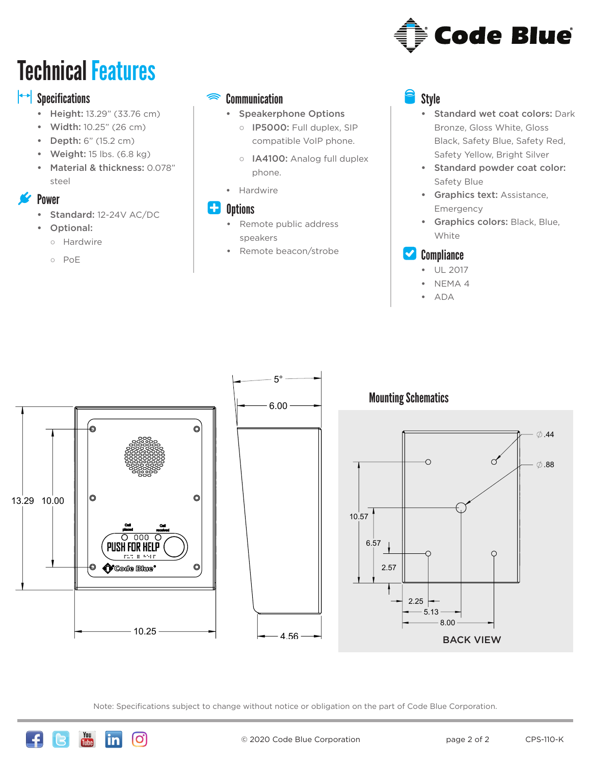# Technical Features

## Specifications

- **Height:** 13.29” (33.76 cm)
- **Width:** 10.25” (26 cm)
- **Depth:** 6” (15.2 cm)
- **Weight:** 15 lbs. (6.8 kg)
- **Material & thickness:** 0.078” steel

## Power

- **Standard:** 12-24V AC/DC
- **Optional:**
  - Hardwire
  - PoE

## Communication

- Speakerphone Options
  - **IP5000:** Full duplex, SIP compatible VoIP phone.
  - **IA4100:** Analog full duplex phone.
- Hardwire

## Options

- Remote public address speakers
- Remote beacon/strobe

## Style

- **Standard wet coat colors:** Dark Bronze, Gloss White, Gloss Black, Safety Blue, Safety Red, Safety Yellow, Bright Silver
- **Standard powder coat color:** Safety Blue
- **Graphics text:** Assistance, Emergency
- **Graphics colors:** Black, Blue, White

## Compliance

- UL 2017
- NEMA 4
- ADA

13.29
10.00
10.25
5°
6.00
4.56
PUSH FOR HELP
Code Blue

## Mounting Schematics

∅.44
∅.88
10.57
6.57
2.57
2.25
5.13
8.00
BACK VIEW

Note: Specifications subject to change without notice or obligation on the part of Code Blue Corporation.

© 2020 Code Blue Corporation CPS-110-K